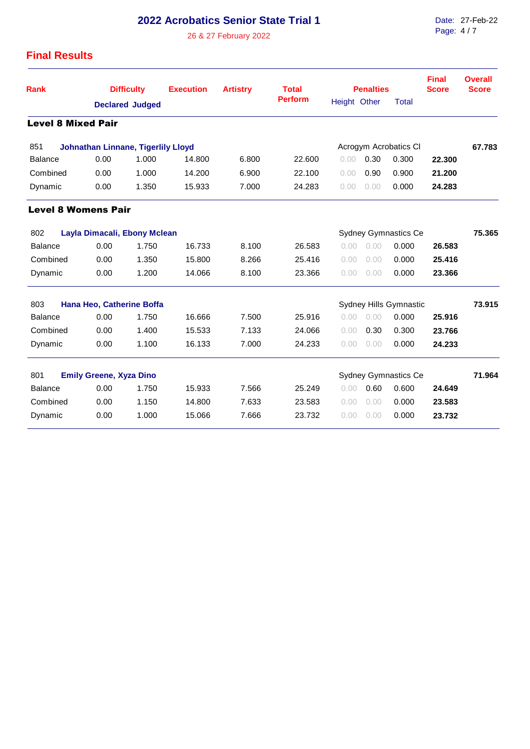# 2022 Acrobatics Senior State Trial 1

26 & 27 February 2022

Date: 27-Feb-22

## Final Results

| Rank | Difficulty Declared | Difficulty Judged | Execution | Artistry | Total Perform | Penalties Height | Penalties Other | Penalties Total | Final Score | Overall Score |
|---|---|---|---|---|---|---|---|---|---|---|
| **Level 8 Mixed Pair** | | | | | | | | | | |
| 851 **Johnathan Linnane, Tigerlily Lloyd** | | | | | | Acrogym Acrobatics Cl | | | | **67.783** |
| Balance | 0.00 | 1.000 | 14.800 | 6.800 | 22.600 | 0.00 | 0.30 | 0.300 | **22.300** | |
| Combined | 0.00 | 1.000 | 14.200 | 6.900 | 22.100 | 0.00 | 0.90 | 0.900 | **21.200** | |
| Dynamic | 0.00 | 1.350 | 15.933 | 7.000 | 24.283 | 0.00 | 0.00 | 0.000 | **24.283** | |
| **Level 8 Womens Pair** | | | | | | | | | | |
| 802 **Layla Dimacali, Ebony Mclean** | | | | | | Sydney Gymnastics Ce | | | | **75.365** |
| Balance | 0.00 | 1.750 | 16.733 | 8.100 | 26.583 | 0.00 | 0.00 | 0.000 | **26.583** | |
| Combined | 0.00 | 1.350 | 15.800 | 8.266 | 25.416 | 0.00 | 0.00 | 0.000 | **25.416** | |
| Dynamic | 0.00 | 1.200 | 14.066 | 8.100 | 23.366 | 0.00 | 0.00 | 0.000 | **23.366** | |
| 803 **Hana Heo, Catherine Boffa** | | | | | | Sydney Hills Gymnastic | | | | **73.915** |
| Balance | 0.00 | 1.750 | 16.666 | 7.500 | 25.916 | 0.00 | 0.00 | 0.000 | **25.916** | |
| Combined | 0.00 | 1.400 | 15.533 | 7.133 | 24.066 | 0.00 | 0.30 | 0.300 | **23.766** | |
| Dynamic | 0.00 | 1.100 | 16.133 | 7.000 | 24.233 | 0.00 | 0.00 | 0.000 | **24.233** | |
| 801 **Emily Greene, Xyza Dino** | | | | | | Sydney Gymnastics Ce | | | | **71.964** |
| Balance | 0.00 | 1.750 | 15.933 | 7.566 | 25.249 | 0.00 | 0.60 | 0.600 | **24.649** | |
| Combined | 0.00 | 1.150 | 14.800 | 7.633 | 23.583 | 0.00 | 0.00 | 0.000 | **23.583** | |
| Dynamic | 0.00 | 1.000 | 15.066 | 7.666 | 23.732 | 0.00 | 0.00 | 0.000 | **23.732** | |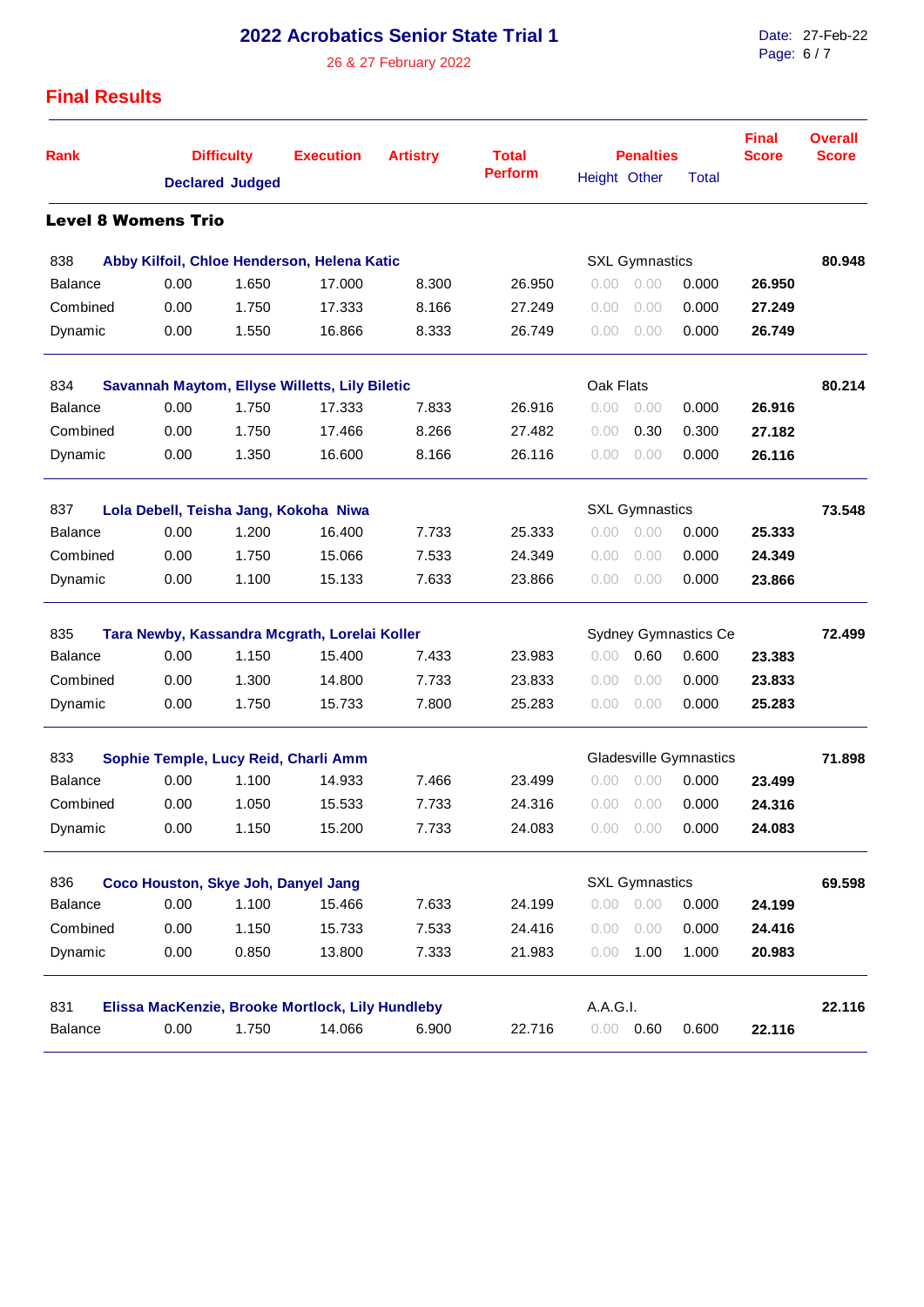# 2022 Acrobatics Senior State Trial 1

26 & 27 February 2022

Date: 27-Feb-22

## Final Results

| Rank | Difficulty Declared | Difficulty Judged | Execution | Artistry | Total Perform | Penalties Height | Penalties Other | Penalties Total | Final Score | Overall Score |
|---|---|---|---|---|---|---|---|---|---|---|
| **Level 8 Womens Trio** | | | | | | | | | | |
| 838 **Abby Kilfoil, Chloe Henderson, Helena Katic** | | | | | | SXL Gymnastics | | | | **80.948** |
| Balance | 0.00 | 1.650 | 17.000 | 8.300 | 26.950 | 0.00 | 0.00 | 0.000 | **26.950** | |
| Combined | 0.00 | 1.750 | 17.333 | 8.166 | 27.249 | 0.00 | 0.00 | 0.000 | **27.249** | |
| Dynamic | 0.00 | 1.550 | 16.866 | 8.333 | 26.749 | 0.00 | 0.00 | 0.000 | **26.749** | |
| 834 **Savannah Maytom, Ellyse Willetts, Lily Biletic** | | | | | | Oak Flats | | | | **80.214** |
| Balance | 0.00 | 1.750 | 17.333 | 7.833 | 26.916 | 0.00 | 0.00 | 0.000 | **26.916** | |
| Combined | 0.00 | 1.750 | 17.466 | 8.266 | 27.482 | 0.00 | 0.30 | 0.300 | **27.182** | |
| Dynamic | 0.00 | 1.350 | 16.600 | 8.166 | 26.116 | 0.00 | 0.00 | 0.000 | **26.116** | |
| 837 **Lola Debell, Teisha Jang, Kokoha Niwa** | | | | | | SXL Gymnastics | | | | **73.548** |
| Balance | 0.00 | 1.200 | 16.400 | 7.733 | 25.333 | 0.00 | 0.00 | 0.000 | **25.333** | |
| Combined | 0.00 | 1.750 | 15.066 | 7.533 | 24.349 | 0.00 | 0.00 | 0.000 | **24.349** | |
| Dynamic | 0.00 | 1.100 | 15.133 | 7.633 | 23.866 | 0.00 | 0.00 | 0.000 | **23.866** | |
| 835 **Tara Newby, Kassandra Mcgrath, Lorelai Koller** | | | | | | Sydney Gymnastics Ce | | | | **72.499** |
| Balance | 0.00 | 1.150 | 15.400 | 7.433 | 23.983 | 0.00 | 0.60 | 0.600 | **23.383** | |
| Combined | 0.00 | 1.300 | 14.800 | 7.733 | 23.833 | 0.00 | 0.00 | 0.000 | **23.833** | |
| Dynamic | 0.00 | 1.750 | 15.733 | 7.800 | 25.283 | 0.00 | 0.00 | 0.000 | **25.283** | |
| 833 **Sophie Temple, Lucy Reid, Charli Amm** | | | | | | Gladesville Gymnastics | | | | **71.898** |
| Balance | 0.00 | 1.100 | 14.933 | 7.466 | 23.499 | 0.00 | 0.00 | 0.000 | **23.499** | |
| Combined | 0.00 | 1.050 | 15.533 | 7.733 | 24.316 | 0.00 | 0.00 | 0.000 | **24.316** | |
| Dynamic | 0.00 | 1.150 | 15.200 | 7.733 | 24.083 | 0.00 | 0.00 | 0.000 | **24.083** | |
| 836 **Coco Houston, Skye Joh, Danyel Jang** | | | | | | SXL Gymnastics | | | | **69.598** |
| Balance | 0.00 | 1.100 | 15.466 | 7.633 | 24.199 | 0.00 | 0.00 | 0.000 | **24.199** | |
| Combined | 0.00 | 1.150 | 15.733 | 7.533 | 24.416 | 0.00 | 0.00 | 0.000 | **24.416** | |
| Dynamic | 0.00 | 0.850 | 13.800 | 7.333 | 21.983 | 0.00 | 1.00 | 1.000 | **20.983** | |
| 831 **Elissa MacKenzie, Brooke Mortlock, Lily Hundleby** | | | | | | A.A.G.I. | | | | **22.116** |
| Balance | 0.00 | 1.750 | 14.066 | 6.900 | 22.716 | 0.00 | 0.60 | 0.600 | **22.116** | |